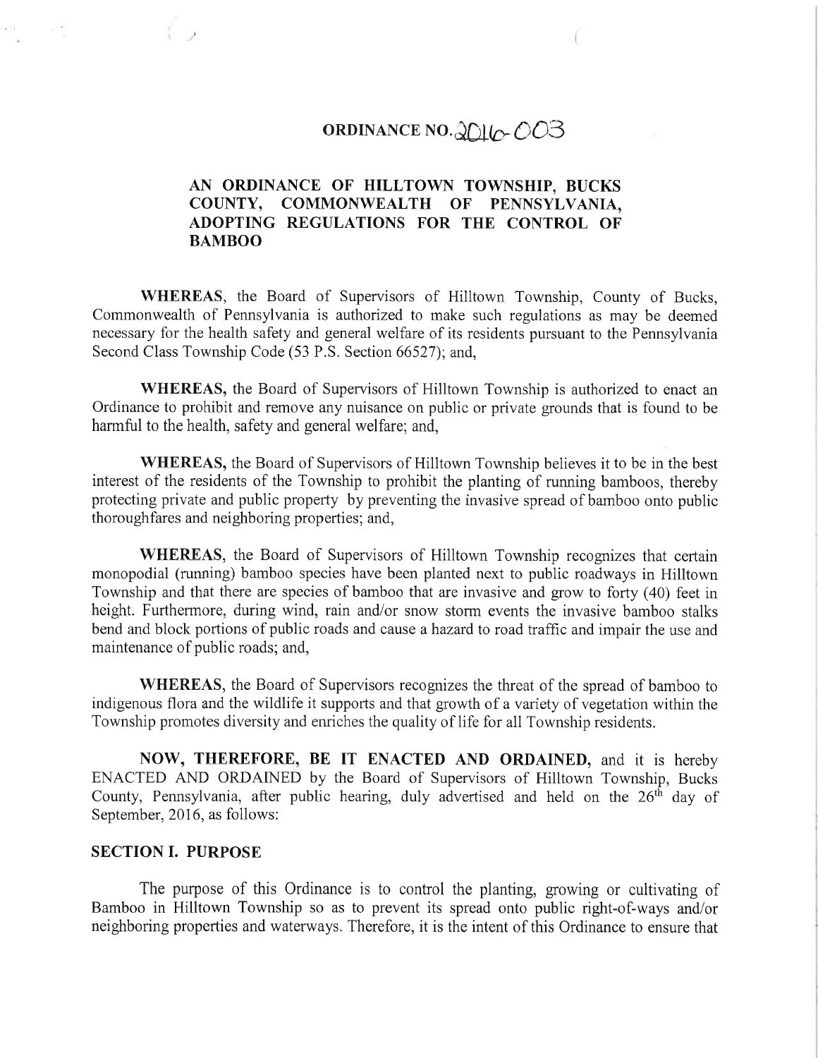# ORDINANCE NO. 2016-003

## AN ORDINANCE OF HILLTOWN TOWNSHIP, BUCKS COUNTY, COMMONWEALTH OF PENNSYLVANIA, ADOPTING REGULATIONS FOR THE CONTROL OF BAMBOO

**WHEREAS**, the Board of Supervisors of Hilltown Township, County of Bucks, Commonwealth of Pennsylvania is authorized to make such regulations as may be deemed necessary for the health safety and general welfare of its residents pursuant to the Pennsylvania Second Class Township Code (53 P.S. Section 66527); and,

**WHEREAS,** the Board of Supervisors of Hilltown Township is authorized to enact an Ordinance to prohibit and remove any nuisance on public or private grounds that is found to be harmful to the health, safety and general welfare; and,

**WHEREAS,** the Board of Supervisors of Hilltown Township believes it to be in the best interest of the residents of the Township to prohibit the planting of running bamboos, thereby protecting private and public property by preventing the invasive spread of bamboo onto public thoroughfares and neighboring properties; and,

**WHEREAS,** the Board of Supervisors of Hilltown Township recognizes that certain monopodial (running) bamboo species have been planted next to public roadways in Hilltown Township and that there are species of bamboo that are invasive and grow to forty (40) feet in height. Furthermore, during wind, rain and/or snow storm events the invasive bamboo stalks bend and block portions of public roads and cause a hazard to road traffic and impair the use and maintenance of public roads; and,

**WHEREAS,** the Board of Supervisors recognizes the threat of the spread of bamboo to indigenous flora and the wildlife it supports and that growth of a variety of vegetation within the Township promotes diversity and enriches the quality of life for all Township residents.

**NOW, THEREFORE, BE IT ENACTED AND ORDAINED,** and it is hereby ENACTED AND ORDAINED by the Board of Supervisors of Hilltown Township, Bucks County, Pennsylvania, after public hearing, duly advertised and held on the 26th day of September, 2016, as follows:

### SECTION I. PURPOSE

The purpose of this Ordinance is to control the planting, growing or cultivating of Bamboo in Hilltown Township so as to prevent its spread onto public right-of-ways and/or neighboring properties and waterways. Therefore, it is the intent of this Ordinance to ensure that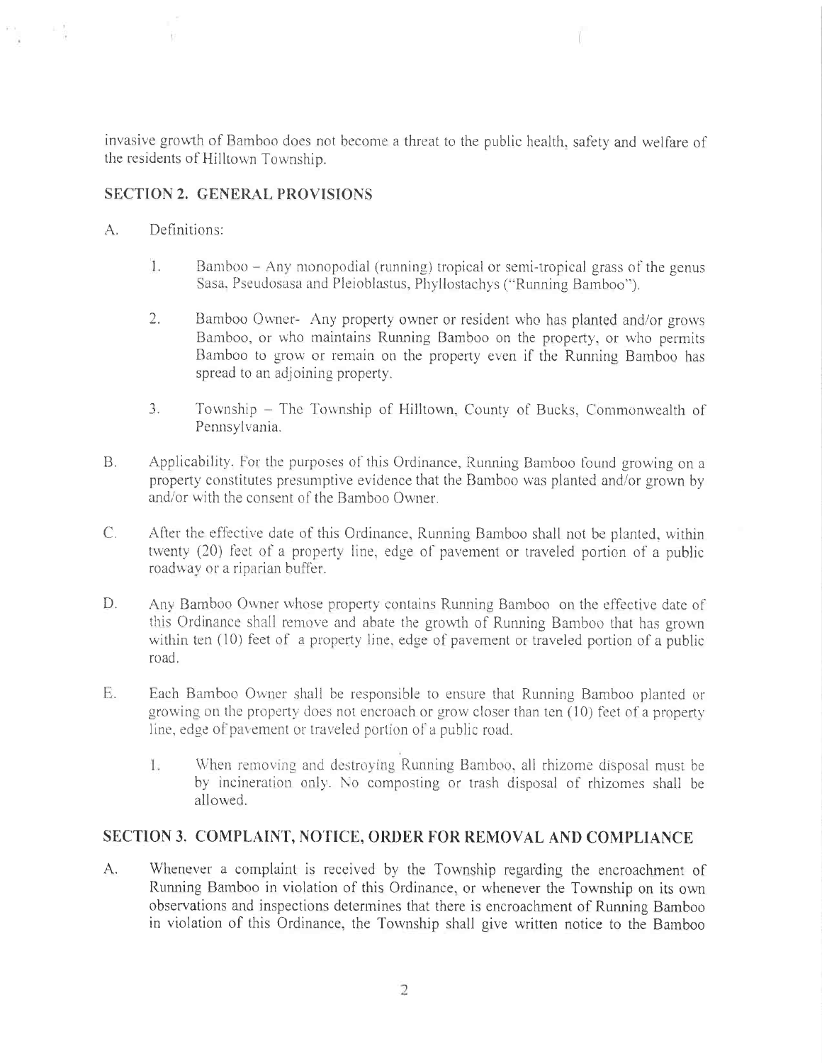invasive growth of Bamboo does not become a threat to the public health, safety and welfare of the residents of Hilltown Township.

## SECTION 2. GENERAL PROVISIONS

A. Definitions:

1. Bamboo – Any monopodial (running) tropical or semi-tropical grass of the genus Sasa, Pseudosasa and Pleioblastus, Phyllostachys ("Running Bamboo").

2. Bamboo Owner- Any property owner or resident who has planted and/or grows Bamboo, or who maintains Running Bamboo on the property, or who permits Bamboo to grow or remain on the property even if the Running Bamboo has spread to an adjoining property.

3. Township – The Township of Hilltown, County of Bucks, Commonwealth of Pennsylvania.

B. Applicability. For the purposes of this Ordinance, Running Bamboo found growing on a property constitutes presumptive evidence that the Bamboo was planted and/or grown by and/or with the consent of the Bamboo Owner.

C. After the effective date of this Ordinance, Running Bamboo shall not be planted, within twenty (20) feet of a property line, edge of pavement or traveled portion of a public roadway or a riparian buffer.

D. Any Bamboo Owner whose property contains Running Bamboo on the effective date of this Ordinance shall remove and abate the growth of Running Bamboo that has grown within ten (10) feet of a property line, edge of pavement or traveled portion of a public road.

E. Each Bamboo Owner shall be responsible to ensure that Running Bamboo planted or growing on the property does not encroach or grow closer than ten (10) feet of a property line, edge of pavement or traveled portion of a public road.

   1. When removing and destroying Running Bamboo, all rhizome disposal must be by incineration only. No composting or trash disposal of rhizomes shall be allowed.

## SECTION 3. COMPLAINT, NOTICE, ORDER FOR REMOVAL AND COMPLIANCE

A. Whenever a complaint is received by the Township regarding the encroachment of Running Bamboo in violation of this Ordinance, or whenever the Township on its own observations and inspections determines that there is encroachment of Running Bamboo in violation of this Ordinance, the Township shall give written notice to the Bamboo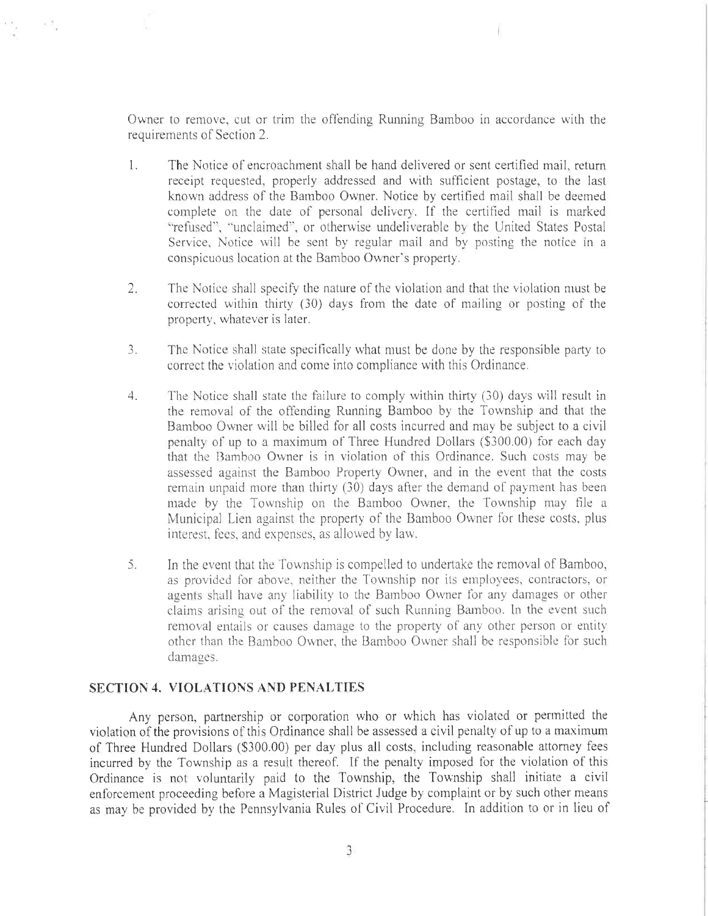Owner to remove, cut or trim the offending Running Bamboo in accordance with the requirements of Section 2.

1. The Notice of encroachment shall be hand delivered or sent certified mail, return receipt requested, properly addressed and with sufficient postage, to the last known address of the Bamboo Owner. Notice by certified mail shall be deemed complete on the date of personal delivery. If the certified mail is marked "refused", "unclaimed", or otherwise undeliverable by the United States Postal Service, Notice will be sent by regular mail and by posting the notice in a conspicuous location at the Bamboo Owner's property.

2. The Notice shall specify the nature of the violation and that the violation must be corrected within thirty (30) days from the date of mailing or posting of the property, whatever is later.

3. The Notice shall state specifically what must be done by the responsible party to correct the violation and come into compliance with this Ordinance.

4. The Notice shall state the failure to comply within thirty (30) days will result in the removal of the offending Running Bamboo by the Township and that the Bamboo Owner will be billed for all costs incurred and may be subject to a civil penalty of up to a maximum of Three Hundred Dollars ($300.00) for each day that the Bamboo Owner is in violation of this Ordinance. Such costs may be assessed against the Bamboo Property Owner, and in the event that the costs remain unpaid more than thirty (30) days after the demand of payment has been made by the Township on the Bamboo Owner, the Township may file a Municipal Lien against the property of the Bamboo Owner for these costs, plus interest, fees, and expenses, as allowed by law.

5. In the event that the Township is compelled to undertake the removal of Bamboo, as provided for above, neither the Township nor its employees, contractors, or agents shall have any liability to the Bamboo Owner for any damages or other claims arising out of the removal of such Running Bamboo. In the event such removal entails or causes damage to the property of any other person or entity other than the Bamboo Owner, the Bamboo Owner shall be responsible for such damages.

## SECTION 4. VIOLATIONS AND PENALTIES

Any person, partnership or corporation who or which has violated or permitted the violation of the provisions of this Ordinance shall be assessed a civil penalty of up to a maximum of Three Hundred Dollars ($300.00) per day plus all costs, including reasonable attorney fees incurred by the Township as a result thereof. If the penalty imposed for the violation of this Ordinance is not voluntarily paid to the Township, the Township shall initiate a civil enforcement proceeding before a Magisterial District Judge by complaint or by such other means as may be provided by the Pennsylvania Rules of Civil Procedure. In addition to or in lieu of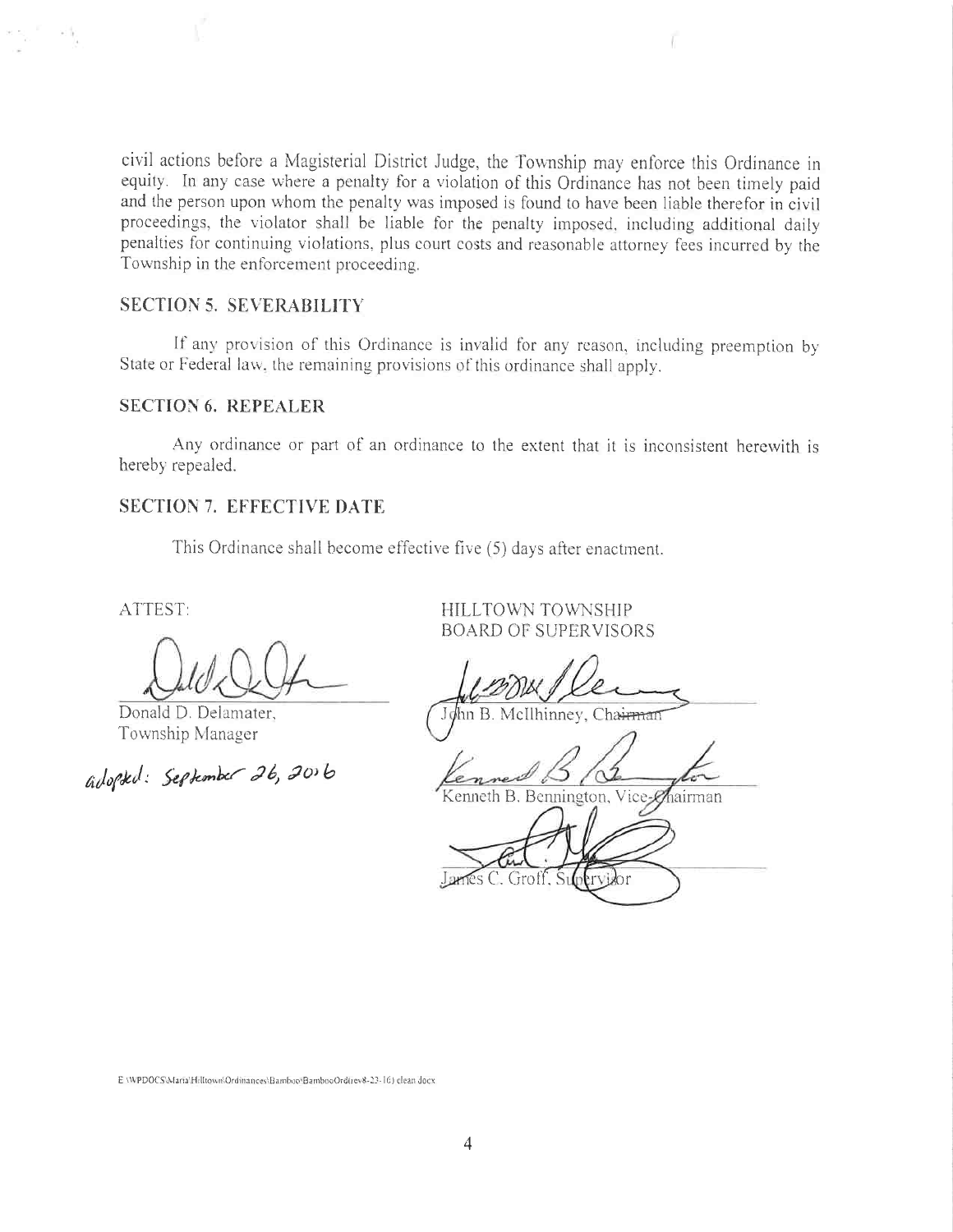civil actions before a Magisterial District Judge, the Township may enforce this Ordinance in equity. In any case where a penalty for a violation of this Ordinance has not been timely paid and the person upon whom the penalty was imposed is found to have been liable therefor in civil proceedings, the violator shall be liable for the penalty imposed, including additional daily penalties for continuing violations, plus court costs and reasonable attorney fees incurred by the Township in the enforcement proceeding.

## SECTION 5. SEVERABILITY

If any provision of this Ordinance is invalid for any reason, including preemption by State or Federal law, the remaining provisions of this ordinance shall apply.

## SECTION 6. REPEALER

Any ordinance or part of an ordinance to the extent that it is inconsistent herewith is hereby repealed.

## SECTION 7. EFFECTIVE DATE

This Ordinance shall become effective five (5) days after enactment.

ATTEST:

Donald D. Delamater,
Township Manager

adopted: September 26, 2016

HILLTOWN TOWNSHIP
BOARD OF SUPERVISORS

John B. McIlhinney, Chairman

Kenneth B. Bennington, Vice-Chairman

James C. Groff, Supervisor

E:\WPDOCS\Maria\Hilltown\Ordinances\Bamboo\BambooOrd(rev8-23-16) clean.docx